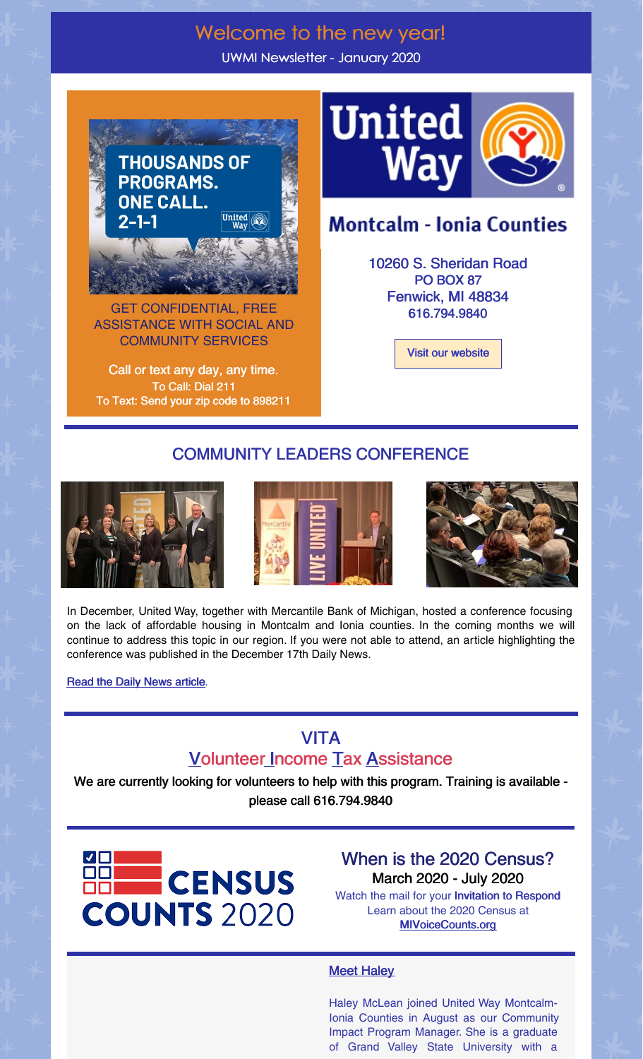# Welcome to the new year!

UWMI Newsletter - January 2020

THOUSANDS OF PROGRAMS. ONE CALL. 2-1-1

GET CONFIDENTIAL, FREE ASSISTANCE WITH SOCIAL AND COMMUNITY SERVICES

Call or text any day, any time.
To Call: Dial 211
To Text: Send your zip code to 898211

United Way

Montcalm - Ionia Counties

10260 S. Sheridan Road
PO BOX 87
Fenwick, MI 48834
616.794.9840

Visit our website

## COMMUNITY LEADERS CONFERENCE

In December, United Way, together with Mercantile Bank of Michigan, hosted a conference focusing on the lack of affordable housing in Montcalm and Ionia counties. In the coming months we will continue to address this topic in our region. If you were not able to attend, an article highlighting the conference was published in the December 17th Daily News.

Read the Daily News article.

## VITA
## Volunteer Income Tax Assistance

We are currently looking for volunteers to help with this program. Training is available - please call 616.794.9840

CENSUS COUNTS 2020

## When is the 2020 Census?

March 2020 - July 2020

Watch the mail for your **Invitation to Respond**
Learn about the 2020 Census at
MIVoiceCounts.org

### Meet Haley

Haley McLean joined United Way Montcalm-Ionia Counties in August as our Community Impact Program Manager. She is a graduate of Grand Valley State University with a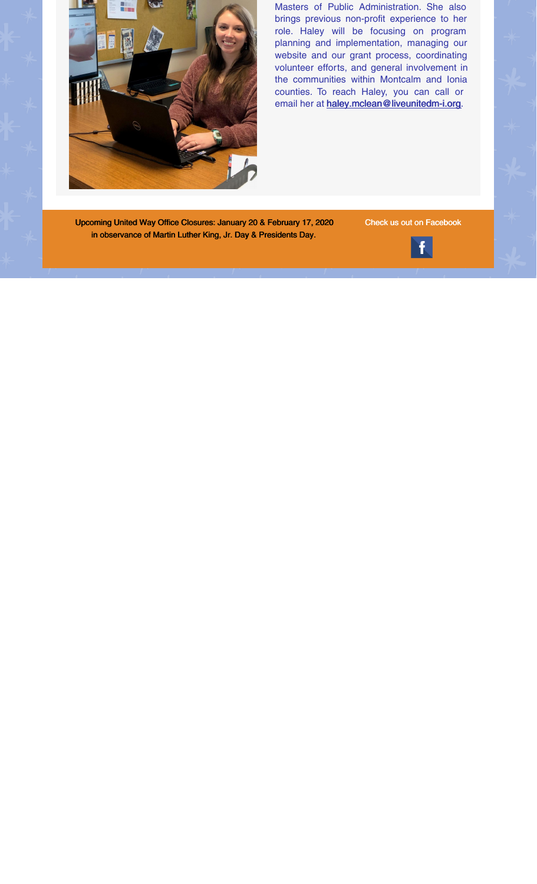Masters of Public Administration. She also brings previous non-profit experience to her role. Haley will be focusing on program planning and implementation, managing our website and our grant process, coordinating volunteer efforts, and general involvement in the communities within Montcalm and Ionia counties. To reach Haley, you can call or email her at **haley.mclean@liveunitedm-i.org**.

**Upcoming United Way Office Closures: January 20 & February 17, 2020 in observance of Martin Luther King, Jr. Day & Presidents Day.**

**Check us out on Facebook**